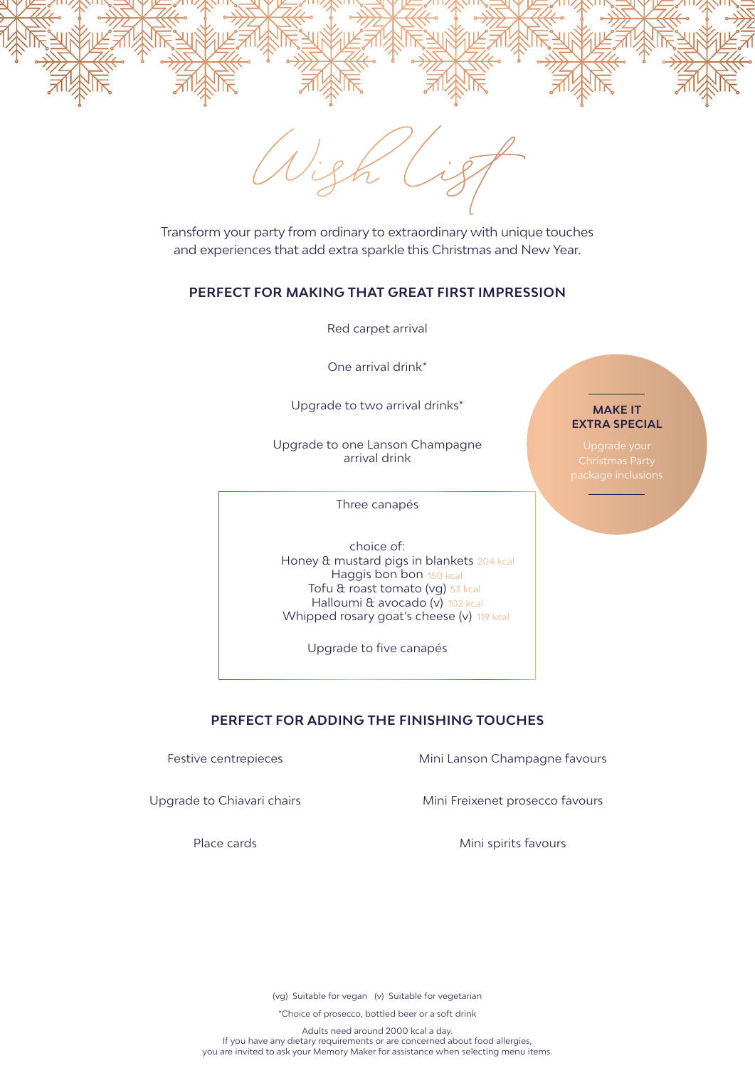# Wish List

Transform your party from ordinary to extraordinary with unique touches and experiences that add extra sparkle this Christmas and New Year.

## PERFECT FOR MAKING THAT GREAT FIRST IMPRESSION

Red carpet arrival

One arrival drink*

Upgrade to two arrival drinks*

Upgrade to one Lanson Champagne arrival drink

**MAKE IT EXTRA SPECIAL**

Upgrade your Christmas Party package inclusions

Three canapés

choice of:
Honey & mustard pigs in blankets 204 kcal
Haggis bon bon 150 kcal
Tofu & roast tomato (vg) 53 kcal
Halloumi & avocado (v) 102 kcal
Whipped rosary goat's cheese (v) 119 kcal

Upgrade to five canapés

## PERFECT FOR ADDING THE FINISHING TOUCHES

Festive centrepieces

Upgrade to Chiavari chairs

Place cards

Mini Lanson Champagne favours

Mini Freixenet prosecco favours

Mini spirits favours

(vg) Suitable for vegan (v) Suitable for vegetarian

*Choice of prosecco, bottled beer or a soft drink

Adults need around 2000 kcal a day.
If you have any dietary requirements or are concerned about food allergies, you are invited to ask your Memory Maker for assistance when selecting menu items.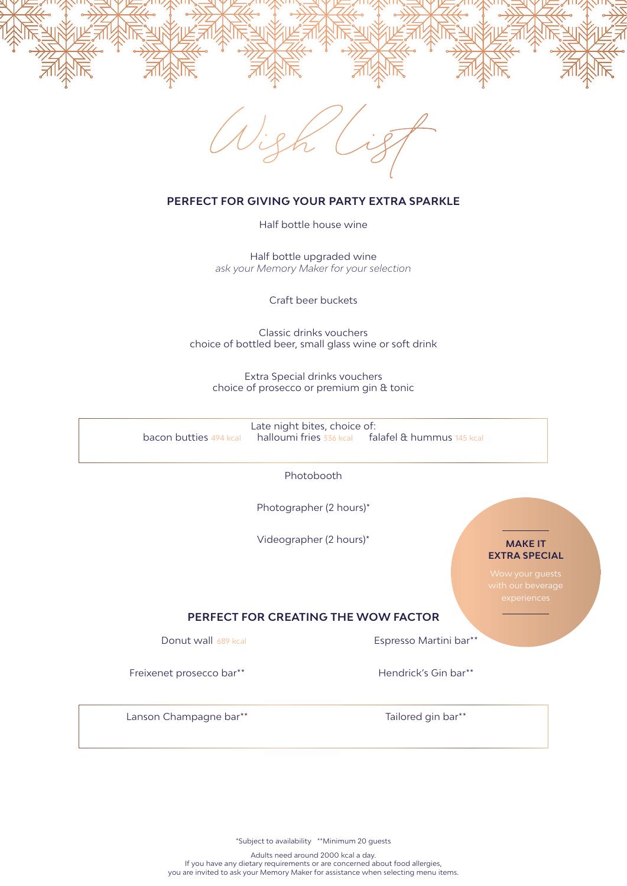# Wish List

## PERFECT FOR GIVING YOUR PARTY EXTRA SPARKLE

Half bottle house wine

Half bottle upgraded wine
*ask your Memory Maker for your selection*

Craft beer buckets

Classic drinks vouchers
choice of bottled beer, small glass wine or soft drink

Extra Special drinks vouchers
choice of prosecco or premium gin & tonic

Late night bites, choice of:
bacon butties 494 kcal  halloumi fries 336 kcal  falafel & hummus 145 kcal

Photobooth

Photographer (2 hours)*

Videographer (2 hours)*

**MAKE IT EXTRA SPECIAL**

Wow your guests with our beverage experiences

## PERFECT FOR CREATING THE WOW FACTOR

Donut wall 689 kcal

Espresso Martini bar**

Freixenet prosecco bar**

Hendrick's Gin bar**

Lanson Champagne bar**

Tailored gin bar**

*Subject to availability  **Minimum 20 guests

Adults need around 2000 kcal a day.
If you have any dietary requirements or are concerned about food allergies, you are invited to ask your Memory Maker for assistance when selecting menu items.